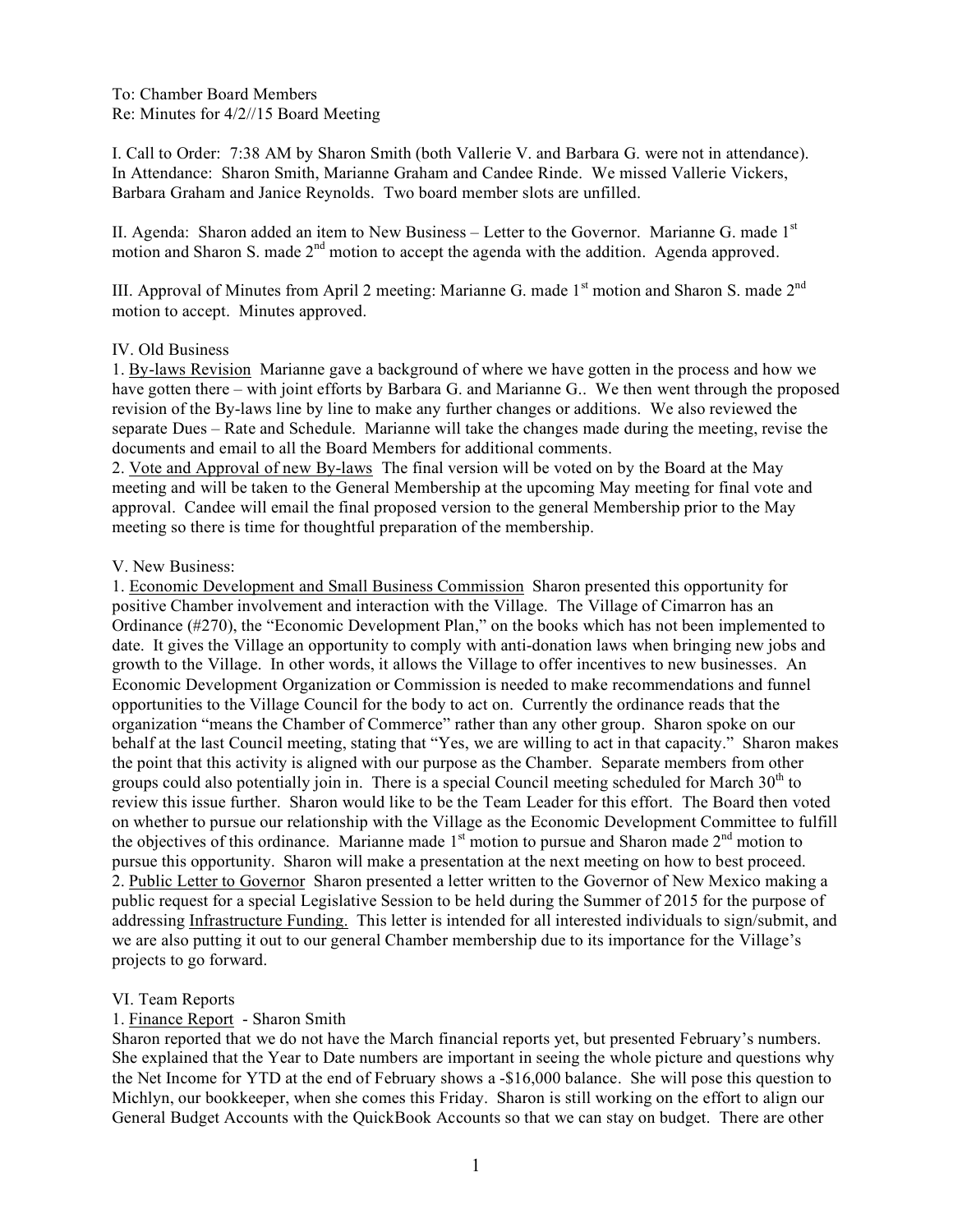To: Chamber Board Members
Re: Minutes for 4/2//15 Board Meeting

I. Call to Order: 7:38 AM by Sharon Smith (both Vallerie V. and Barbara G. were not in attendance). In Attendance: Sharon Smith, Marianne Graham and Candee Rinde. We missed Vallerie Vickers, Barbara Graham and Janice Reynolds. Two board member slots are unfilled.

II. Agenda: Sharon added an item to New Business – Letter to the Governor. Marianne G. made 1st motion and Sharon S. made 2nd motion to accept the agenda with the addition. Agenda approved.

III. Approval of Minutes from April 2 meeting: Marianne G. made 1st motion and Sharon S. made 2nd motion to accept. Minutes approved.

IV. Old Business

1. By-laws Revision Marianne gave a background of where we have gotten in the process and how we have gotten there – with joint efforts by Barbara G. and Marianne G.. We then went through the proposed revision of the By-laws line by line to make any further changes or additions. We also reviewed the separate Dues – Rate and Schedule. Marianne will take the changes made during the meeting, revise the documents and email to all the Board Members for additional comments.
2. Vote and Approval of new By-laws The final version will be voted on by the Board at the May meeting and will be taken to the General Membership at the upcoming May meeting for final vote and approval. Candee will email the final proposed version to the general Membership prior to the May meeting so there is time for thoughtful preparation of the membership.

V. New Business:

1. Economic Development and Small Business Commission Sharon presented this opportunity for positive Chamber involvement and interaction with the Village. The Village of Cimarron has an Ordinance (#270), the "Economic Development Plan," on the books which has not been implemented to date. It gives the Village an opportunity to comply with anti-donation laws when bringing new jobs and growth to the Village. In other words, it allows the Village to offer incentives to new businesses. An Economic Development Organization or Commission is needed to make recommendations and funnel opportunities to the Village Council for the body to act on. Currently the ordinance reads that the organization "means the Chamber of Commerce" rather than any other group. Sharon spoke on our behalf at the last Council meeting, stating that "Yes, we are willing to act in that capacity." Sharon makes the point that this activity is aligned with our purpose as the Chamber. Separate members from other groups could also potentially join in. There is a special Council meeting scheduled for March 30th to review this issue further. Sharon would like to be the Team Leader for this effort. The Board then voted on whether to pursue our relationship with the Village as the Economic Development Committee to fulfill the objectives of this ordinance. Marianne made 1st motion to pursue and Sharon made 2nd motion to pursue this opportunity. Sharon will make a presentation at the next meeting on how to best proceed.
2. Public Letter to Governor Sharon presented a letter written to the Governor of New Mexico making a public request for a special Legislative Session to be held during the Summer of 2015 for the purpose of addressing Infrastructure Funding. This letter is intended for all interested individuals to sign/submit, and we are also putting it out to our general Chamber membership due to its importance for the Village's projects to go forward.

VI. Team Reports

1. Finance Report - Sharon Smith

Sharon reported that we do not have the March financial reports yet, but presented February's numbers. She explained that the Year to Date numbers are important in seeing the whole picture and questions why the Net Income for YTD at the end of February shows a -$16,000 balance. She will pose this question to Michlyn, our bookkeeper, when she comes this Friday. Sharon is still working on the effort to align our General Budget Accounts with the QuickBook Accounts so that we can stay on budget. There are other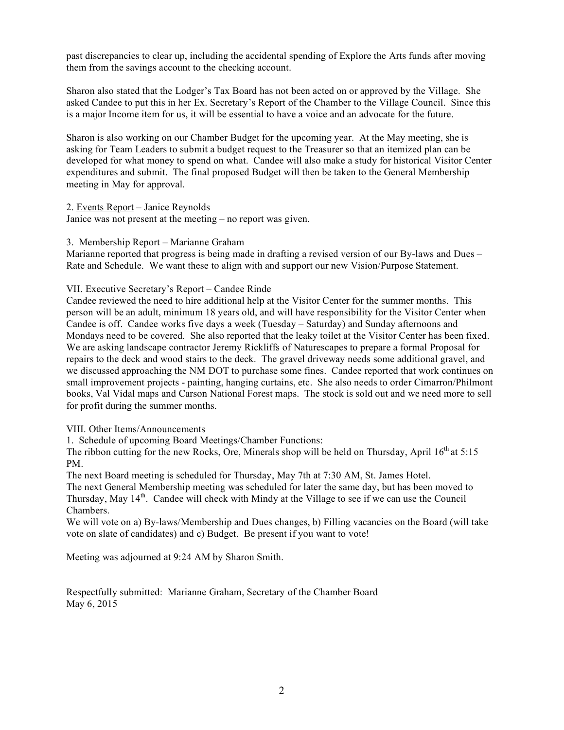past discrepancies to clear up, including the accidental spending of Explore the Arts funds after moving them from the savings account to the checking account.

Sharon also stated that the Lodger's Tax Board has not been acted on or approved by the Village. She asked Candee to put this in her Ex. Secretary's Report of the Chamber to the Village Council. Since this is a major Income item for us, it will be essential to have a voice and an advocate for the future.

Sharon is also working on our Chamber Budget for the upcoming year. At the May meeting, she is asking for Team Leaders to submit a budget request to the Treasurer so that an itemized plan can be developed for what money to spend on what. Candee will also make a study for historical Visitor Center expenditures and submit. The final proposed Budget will then be taken to the General Membership meeting in May for approval.

2. Events Report – Janice Reynolds
Janice was not present at the meeting – no report was given.

3. Membership Report – Marianne Graham
Marianne reported that progress is being made in drafting a revised version of our By-laws and Dues – Rate and Schedule. We want these to align with and support our new Vision/Purpose Statement.

VII. Executive Secretary's Report – Candee Rinde
Candee reviewed the need to hire additional help at the Visitor Center for the summer months. This person will be an adult, minimum 18 years old, and will have responsibility for the Visitor Center when Candee is off. Candee works five days a week (Tuesday – Saturday) and Sunday afternoons and Mondays need to be covered. She also reported that the leaky toilet at the Visitor Center has been fixed. We are asking landscape contractor Jeremy Rickliffs of Naturescapes to prepare a formal Proposal for repairs to the deck and wood stairs to the deck. The gravel driveway needs some additional gravel, and we discussed approaching the NM DOT to purchase some fines. Candee reported that work continues on small improvement projects - painting, hanging curtains, etc. She also needs to order Cimarron/Philmont books, Val Vidal maps and Carson National Forest maps. The stock is sold out and we need more to sell for profit during the summer months.

VIII. Other Items/Announcements
1. Schedule of upcoming Board Meetings/Chamber Functions:
The ribbon cutting for the new Rocks, Ore, Minerals shop will be held on Thursday, April 16th at 5:15 PM.
The next Board meeting is scheduled for Thursday, May 7th at 7:30 AM, St. James Hotel.
The next General Membership meeting was scheduled for later the same day, but has been moved to Thursday, May 14th. Candee will check with Mindy at the Village to see if we can use the Council Chambers.
We will vote on a) By-laws/Membership and Dues changes, b) Filling vacancies on the Board (will take vote on slate of candidates) and c) Budget. Be present if you want to vote!

Meeting was adjourned at 9:24 AM by Sharon Smith.

Respectfully submitted: Marianne Graham, Secretary of the Chamber Board
May 6, 2015